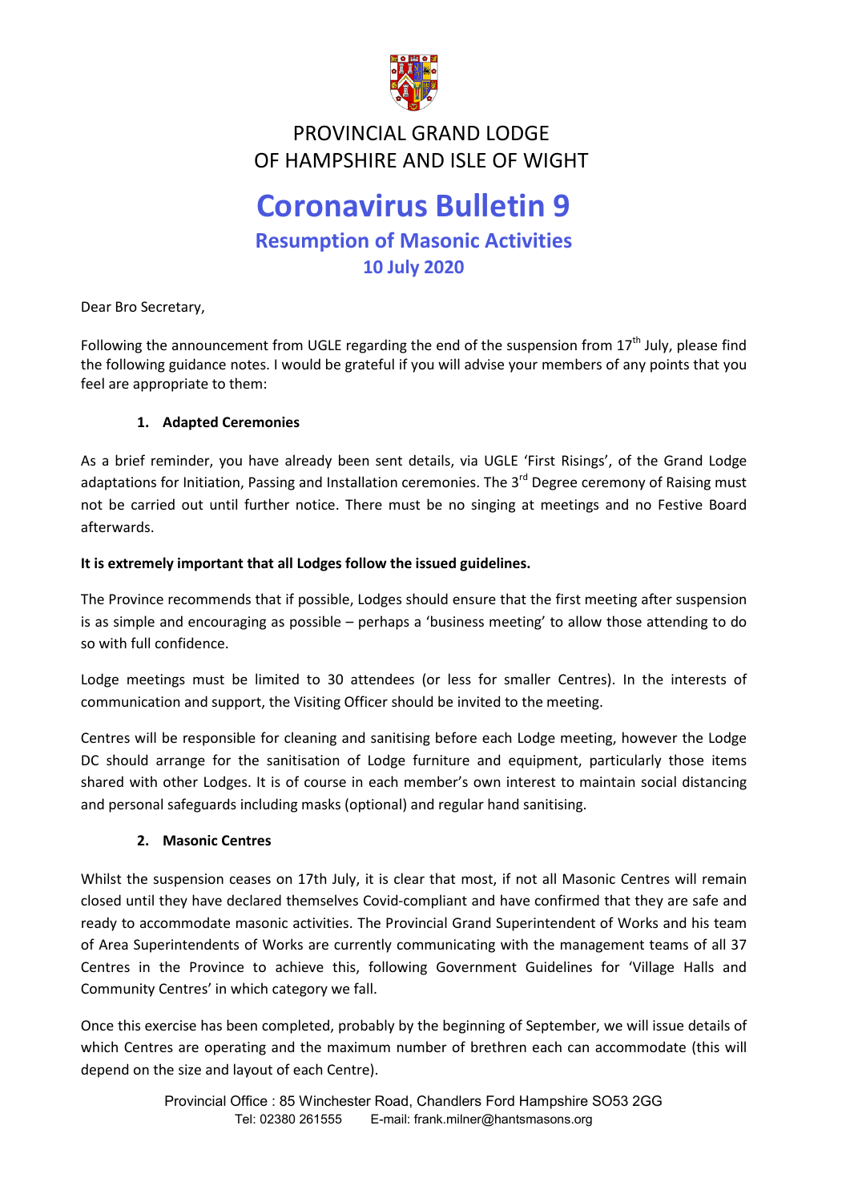PROVINCIAL GRAND LODGE
OF HAMPSHIRE AND ISLE OF WIGHT

# Coronavirus Bulletin 9

## Resumption of Masonic Activities

### 10 July 2020

Dear Bro Secretary,

Following the announcement from UGLE regarding the end of the suspension from 17th July, please find the following guidance notes. I would be grateful if you will advise your members of any points that you feel are appropriate to them:

1. **Adapted Ceremonies**

As a brief reminder, you have already been sent details, via UGLE 'First Risings', of the Grand Lodge adaptations for Initiation, Passing and Installation ceremonies. The 3rd Degree ceremony of Raising must not be carried out until further notice. There must be no singing at meetings and no Festive Board afterwards.

**It is extremely important that all Lodges follow the issued guidelines.**

The Province recommends that if possible, Lodges should ensure that the first meeting after suspension is as simple and encouraging as possible – perhaps a 'business meeting' to allow those attending to do so with full confidence.

Lodge meetings must be limited to 30 attendees (or less for smaller Centres). In the interests of communication and support, the Visiting Officer should be invited to the meeting.

Centres will be responsible for cleaning and sanitising before each Lodge meeting, however the Lodge DC should arrange for the sanitisation of Lodge furniture and equipment, particularly those items shared with other Lodges. It is of course in each member's own interest to maintain social distancing and personal safeguards including masks (optional) and regular hand sanitising.

2. **Masonic Centres**

Whilst the suspension ceases on 17th July, it is clear that most, if not all Masonic Centres will remain closed until they have declared themselves Covid-compliant and have confirmed that they are safe and ready to accommodate masonic activities. The Provincial Grand Superintendent of Works and his team of Area Superintendents of Works are currently communicating with the management teams of all 37 Centres in the Province to achieve this, following Government Guidelines for 'Village Halls and Community Centres' in which category we fall.

Once this exercise has been completed, probably by the beginning of September, we will issue details of which Centres are operating and the maximum number of brethren each can accommodate (this will depend on the size and layout of each Centre).

Provincial Office : 85 Winchester Road, Chandlers Ford Hampshire SO53 2GG
Tel: 02380 261555 E-mail: frank.milner@hantsmasons.org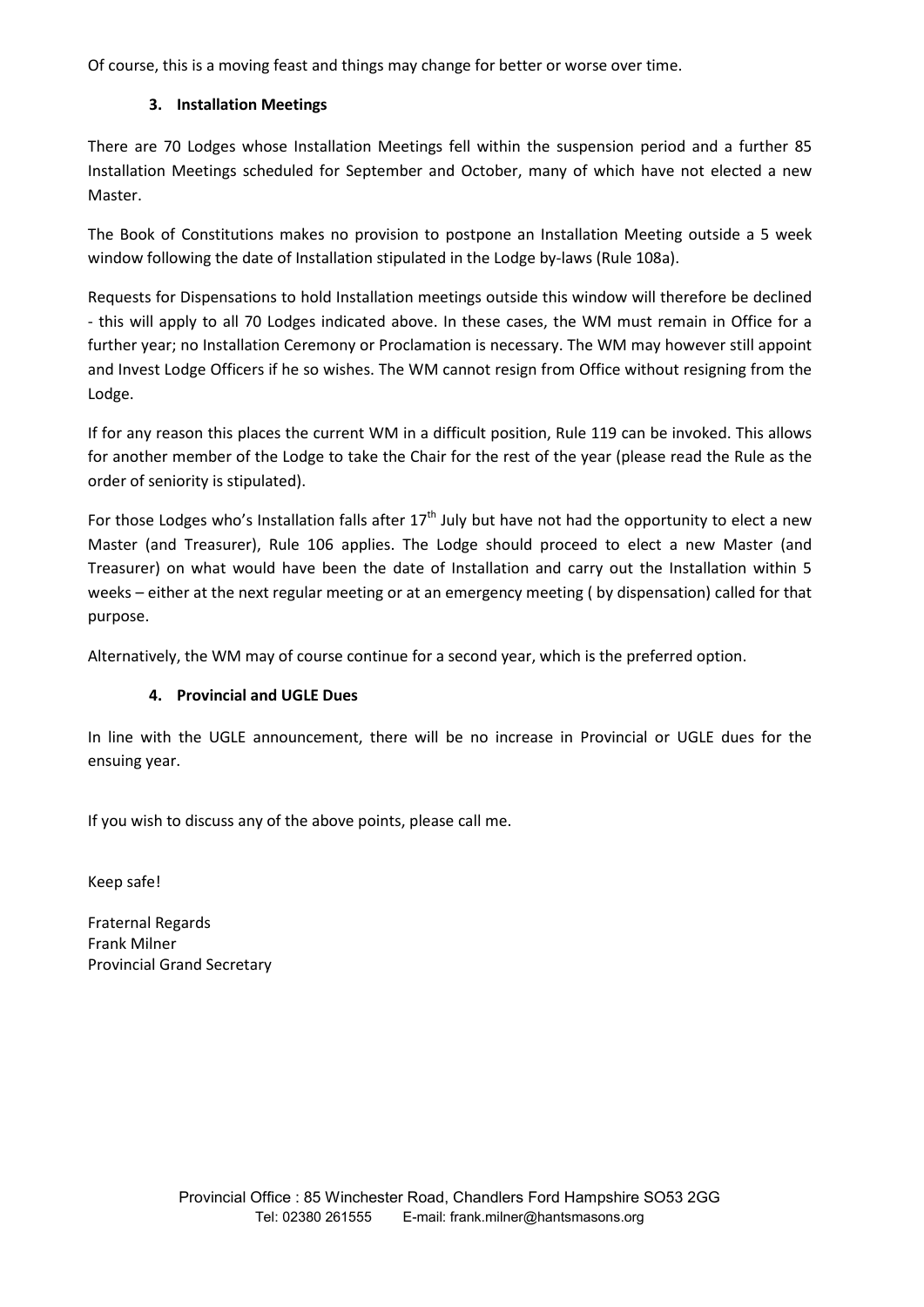Of course, this is a moving feast and things may change for better or worse over time.

## 3. Installation Meetings

There are 70 Lodges whose Installation Meetings fell within the suspension period and a further 85 Installation Meetings scheduled for September and October, many of which have not elected a new Master.

The Book of Constitutions makes no provision to postpone an Installation Meeting outside a 5 week window following the date of Installation stipulated in the Lodge by-laws (Rule 108a).

Requests for Dispensations to hold Installation meetings outside this window will therefore be declined - this will apply to all 70 Lodges indicated above. In these cases, the WM must remain in Office for a further year; no Installation Ceremony or Proclamation is necessary. The WM may however still appoint and Invest Lodge Officers if he so wishes. The WM cannot resign from Office without resigning from the Lodge.

If for any reason this places the current WM in a difficult position, Rule 119 can be invoked. This allows for another member of the Lodge to take the Chair for the rest of the year (please read the Rule as the order of seniority is stipulated).

For those Lodges who's Installation falls after 17th July but have not had the opportunity to elect a new Master (and Treasurer), Rule 106 applies. The Lodge should proceed to elect a new Master (and Treasurer) on what would have been the date of Installation and carry out the Installation within 5 weeks – either at the next regular meeting or at an emergency meeting ( by dispensation) called for that purpose.

Alternatively, the WM may of course continue for a second year, which is the preferred option.

## 4. Provincial and UGLE Dues

In line with the UGLE announcement, there will be no increase in Provincial or UGLE dues for the ensuing year.

If you wish to discuss any of the above points, please call me.

Keep safe!

Fraternal Regards
Frank Milner
Provincial Grand Secretary

Provincial Office : 85 Winchester Road, Chandlers Ford Hampshire SO53 2GG
Tel: 02380 261555 E-mail: frank.milner@hantsmasons.org